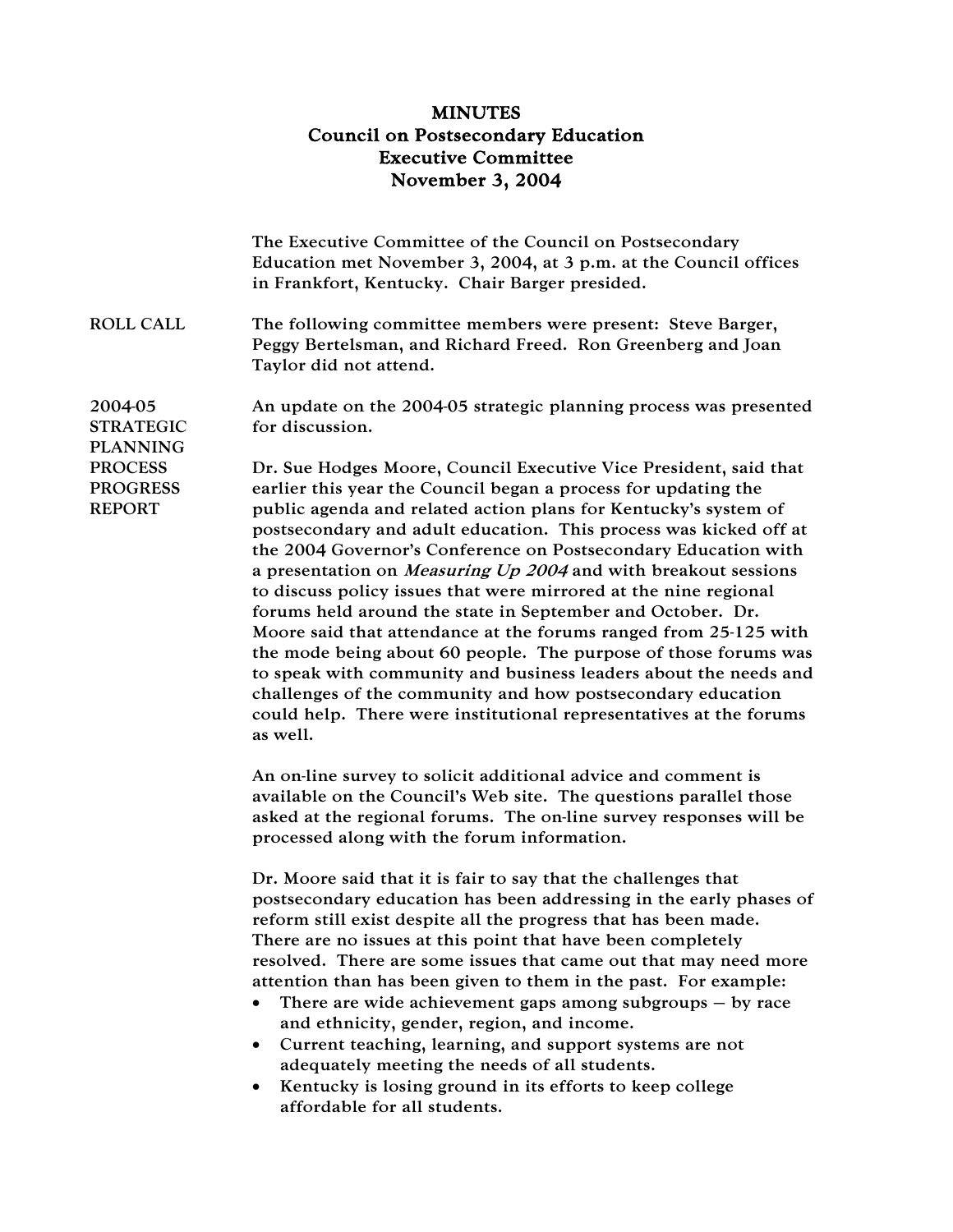# MINUTES
## Council on Postsecondary Education
## Executive Committee
## November 3, 2004

The Executive Committee of the Council on Postsecondary Education met November 3, 2004, at 3 p.m. at the Council offices in Frankfort, Kentucky. Chair Barger presided.

**ROLL CALL**

The following committee members were present: Steve Barger, Peggy Bertelsman, and Richard Freed. Ron Greenberg and Joan Taylor did not attend.

**2004-05 STRATEGIC PLANNING PROCESS PROGRESS REPORT**

An update on the 2004-05 strategic planning process was presented for discussion.

Dr. Sue Hodges Moore, Council Executive Vice President, said that earlier this year the Council began a process for updating the public agenda and related action plans for Kentucky's system of postsecondary and adult education. This process was kicked off at the 2004 Governor's Conference on Postsecondary Education with a presentation on *Measuring Up 2004* and with breakout sessions to discuss policy issues that were mirrored at the nine regional forums held around the state in September and October. Dr. Moore said that attendance at the forums ranged from 25-125 with the mode being about 60 people. The purpose of those forums was to speak with community and business leaders about the needs and challenges of the community and how postsecondary education could help. There were institutional representatives at the forums as well.

An on-line survey to solicit additional advice and comment is available on the Council's Web site. The questions parallel those asked at the regional forums. The on-line survey responses will be processed along with the forum information.

Dr. Moore said that it is fair to say that the challenges that postsecondary education has been addressing in the early phases of reform still exist despite all the progress that has been made. There are no issues at this point that have been completely resolved. There are some issues that came out that may need more attention than has been given to them in the past. For example:

- There are wide achievement gaps among subgroups – by race and ethnicity, gender, region, and income.
- Current teaching, learning, and support systems are not adequately meeting the needs of all students.
- Kentucky is losing ground in its efforts to keep college affordable for all students.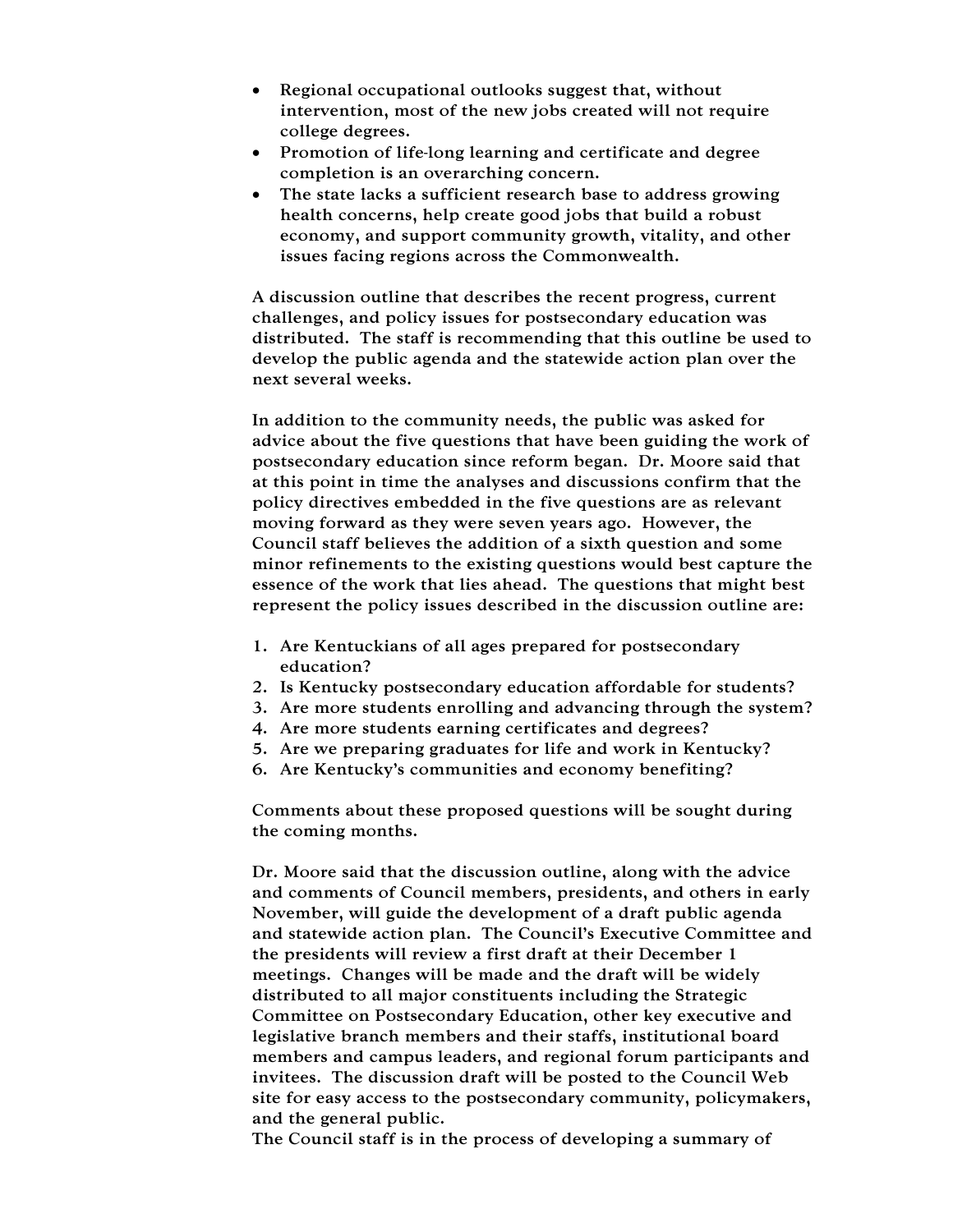- Regional occupational outlooks suggest that, without intervention, most of the new jobs created will not require college degrees.
- Promotion of life-long learning and certificate and degree completion is an overarching concern.
- The state lacks a sufficient research base to address growing health concerns, help create good jobs that build a robust economy, and support community growth, vitality, and other issues facing regions across the Commonwealth.

A discussion outline that describes the recent progress, current challenges, and policy issues for postsecondary education was distributed. The staff is recommending that this outline be used to develop the public agenda and the statewide action plan over the next several weeks.

In addition to the community needs, the public was asked for advice about the five questions that have been guiding the work of postsecondary education since reform began. Dr. Moore said that at this point in time the analyses and discussions confirm that the policy directives embedded in the five questions are as relevant moving forward as they were seven years ago. However, the Council staff believes the addition of a sixth question and some minor refinements to the existing questions would best capture the essence of the work that lies ahead. The questions that might best represent the policy issues described in the discussion outline are:

1. Are Kentuckians of all ages prepared for postsecondary education?
2. Is Kentucky postsecondary education affordable for students?
3. Are more students enrolling and advancing through the system?
4. Are more students earning certificates and degrees?
5. Are we preparing graduates for life and work in Kentucky?
6. Are Kentucky's communities and economy benefiting?

Comments about these proposed questions will be sought during the coming months.

Dr. Moore said that the discussion outline, along with the advice and comments of Council members, presidents, and others in early November, will guide the development of a draft public agenda and statewide action plan. The Council's Executive Committee and the presidents will review a first draft at their December 1 meetings. Changes will be made and the draft will be widely distributed to all major constituents including the Strategic Committee on Postsecondary Education, other key executive and legislative branch members and their staffs, institutional board members and campus leaders, and regional forum participants and invitees. The discussion draft will be posted to the Council Web site for easy access to the postsecondary community, policymakers, and the general public.

The Council staff is in the process of developing a summary of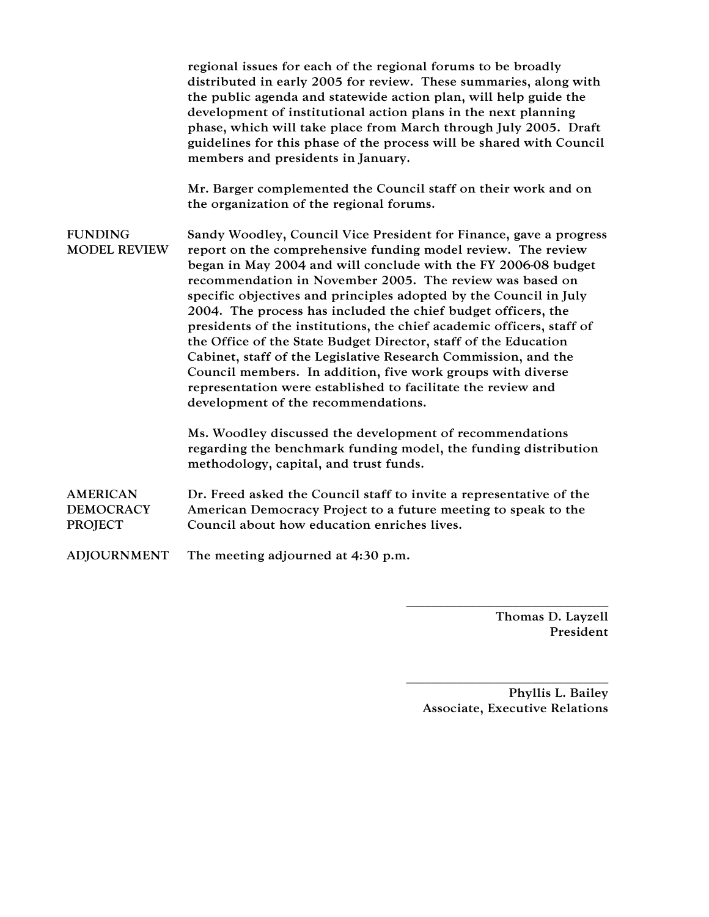regional issues for each of the regional forums to be broadly distributed in early 2005 for review. These summaries, along with the public agenda and statewide action plan, will help guide the development of institutional action plans in the next planning phase, which will take place from March through July 2005. Draft guidelines for this phase of the process will be shared with Council members and presidents in January.

Mr. Barger complemented the Council staff on their work and on the organization of the regional forums.

**FUNDING MODEL REVIEW**

Sandy Woodley, Council Vice President for Finance, gave a progress report on the comprehensive funding model review. The review began in May 2004 and will conclude with the FY 2006-08 budget recommendation in November 2005. The review was based on specific objectives and principles adopted by the Council in July 2004. The process has included the chief budget officers, the presidents of the institutions, the chief academic officers, staff of the Office of the State Budget Director, staff of the Education Cabinet, staff of the Legislative Research Commission, and the Council members. In addition, five work groups with diverse representation were established to facilitate the review and development of the recommendations.

Ms. Woodley discussed the development of recommendations regarding the benchmark funding model, the funding distribution methodology, capital, and trust funds.

**AMERICAN DEMOCRACY PROJECT**

Dr. Freed asked the Council staff to invite a representative of the American Democracy Project to a future meeting to speak to the Council about how education enriches lives.

**ADJOURNMENT**

The meeting adjourned at 4:30 p.m.

\_\_\_\_\_\_\_\_\_\_\_\_\_\_\_\_\_\_\_\_\_\_\_\_\_\_\_\_\_\_
Thomas D. Layzell
President

\_\_\_\_\_\_\_\_\_\_\_\_\_\_\_\_\_\_\_\_\_\_\_\_\_\_\_\_\_\_
Phyllis L. Bailey
Associate, Executive Relations